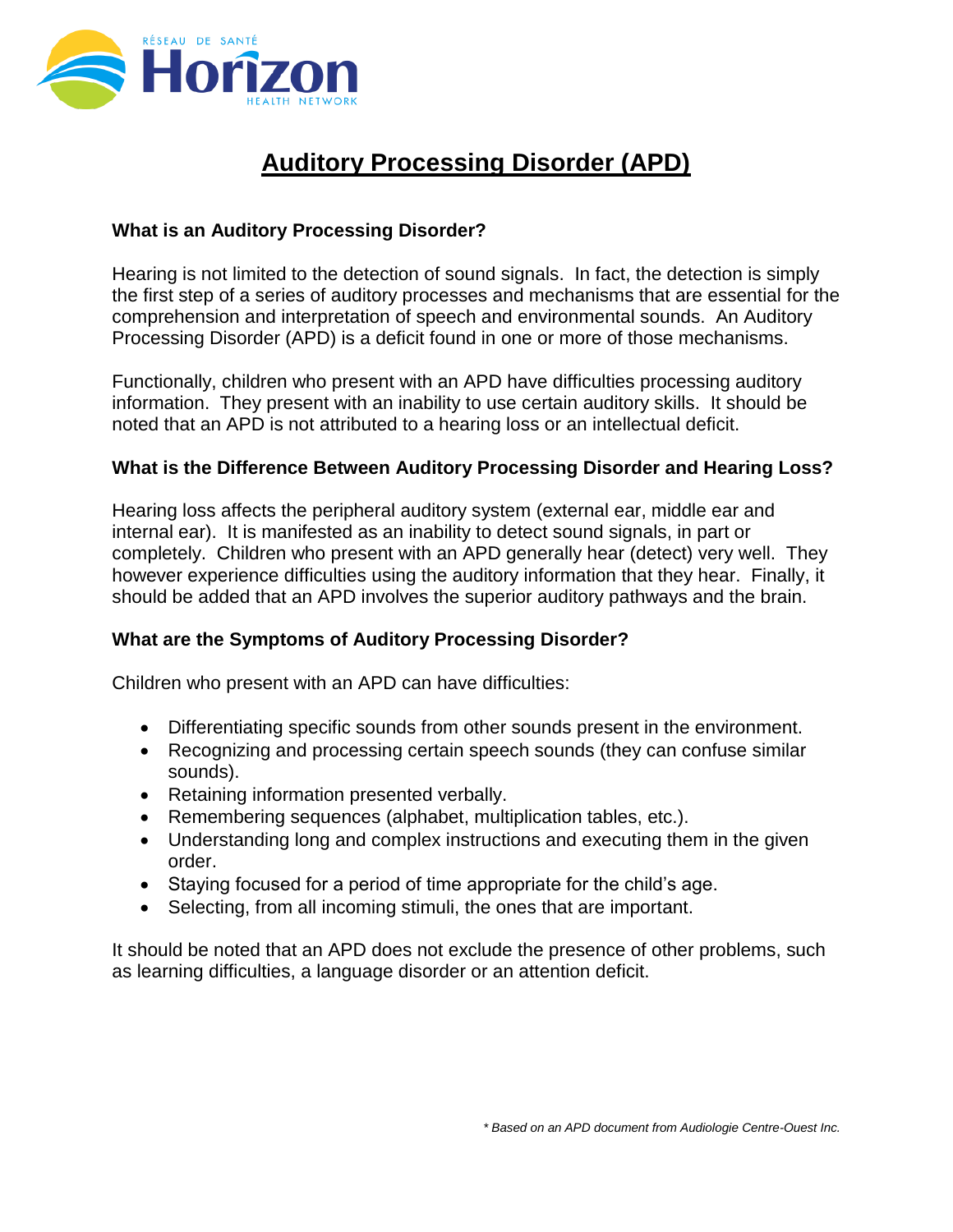Réseau de santé Horizon Health Network

# Auditory Processing Disorder (APD)

### What is an Auditory Processing Disorder?

Hearing is not limited to the detection of sound signals. In fact, the detection is simply the first step of a series of auditory processes and mechanisms that are essential for the comprehension and interpretation of speech and environmental sounds. An Auditory Processing Disorder (APD) is a deficit found in one or more of those mechanisms.

Functionally, children who present with an APD have difficulties processing auditory information. They present with an inability to use certain auditory skills. It should be noted that an APD is not attributed to a hearing loss or an intellectual deficit.

### What is the Difference Between Auditory Processing Disorder and Hearing Loss?

Hearing loss affects the peripheral auditory system (external ear, middle ear and internal ear). It is manifested as an inability to detect sound signals, in part or completely. Children who present with an APD generally hear (detect) very well. They however experience difficulties using the auditory information that they hear. Finally, it should be added that an APD involves the superior auditory pathways and the brain.

### What are the Symptoms of Auditory Processing Disorder?

Children who present with an APD can have difficulties:

- Differentiating specific sounds from other sounds present in the environment.
- Recognizing and processing certain speech sounds (they can confuse similar sounds).
- Retaining information presented verbally.
- Remembering sequences (alphabet, multiplication tables, etc.).
- Understanding long and complex instructions and executing them in the given order.
- Staying focused for a period of time appropriate for the child's age.
- Selecting, from all incoming stimuli, the ones that are important.

It should be noted that an APD does not exclude the presence of other problems, such as learning difficulties, a language disorder or an attention deficit.

*\* Based on an APD document from Audiologie Centre-Ouest Inc.*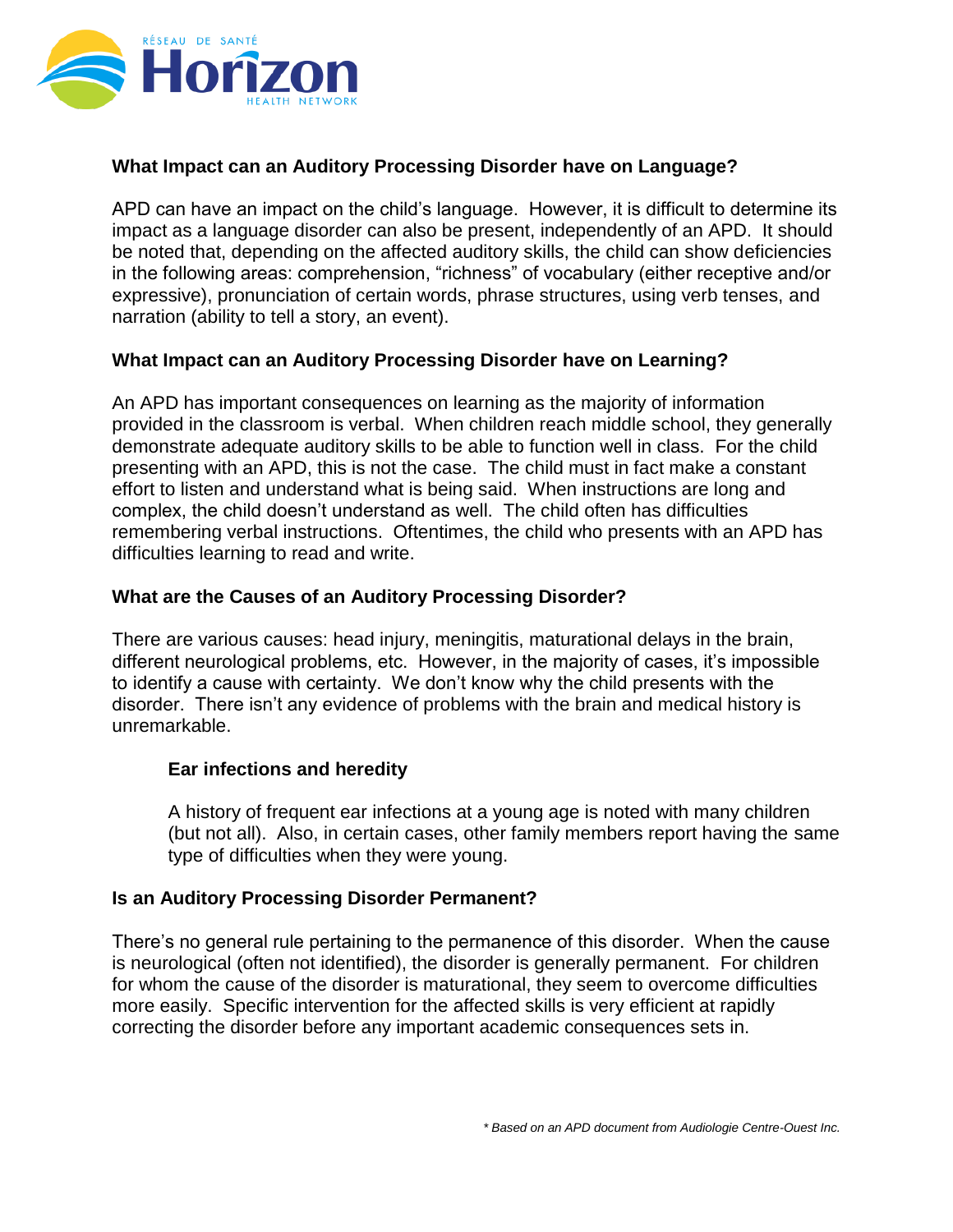## What Impact can an Auditory Processing Disorder have on Language?

APD can have an impact on the child's language. However, it is difficult to determine its impact as a language disorder can also be present, independently of an APD. It should be noted that, depending on the affected auditory skills, the child can show deficiencies in the following areas: comprehension, "richness" of vocabulary (either receptive and/or expressive), pronunciation of certain words, phrase structures, using verb tenses, and narration (ability to tell a story, an event).

## What Impact can an Auditory Processing Disorder have on Learning?

An APD has important consequences on learning as the majority of information provided in the classroom is verbal. When children reach middle school, they generally demonstrate adequate auditory skills to be able to function well in class. For the child presenting with an APD, this is not the case. The child must in fact make a constant effort to listen and understand what is being said. When instructions are long and complex, the child doesn't understand as well. The child often has difficulties remembering verbal instructions. Oftentimes, the child who presents with an APD has difficulties learning to read and write.

## What are the Causes of an Auditory Processing Disorder?

There are various causes: head injury, meningitis, maturational delays in the brain, different neurological problems, etc. However, in the majority of cases, it's impossible to identify a cause with certainty. We don't know why the child presents with the disorder. There isn't any evidence of problems with the brain and medical history is unremarkable.

### Ear infections and heredity

A history of frequent ear infections at a young age is noted with many children (but not all). Also, in certain cases, other family members report having the same type of difficulties when they were young.

## Is an Auditory Processing Disorder Permanent?

There's no general rule pertaining to the permanence of this disorder. When the cause is neurological (often not identified), the disorder is generally permanent. For children for whom the cause of the disorder is maturational, they seem to overcome difficulties more easily. Specific intervention for the affected skills is very efficient at rapidly correcting the disorder before any important academic consequences sets in.

*\* Based on an APD document from Audiologie Centre-Ouest Inc.*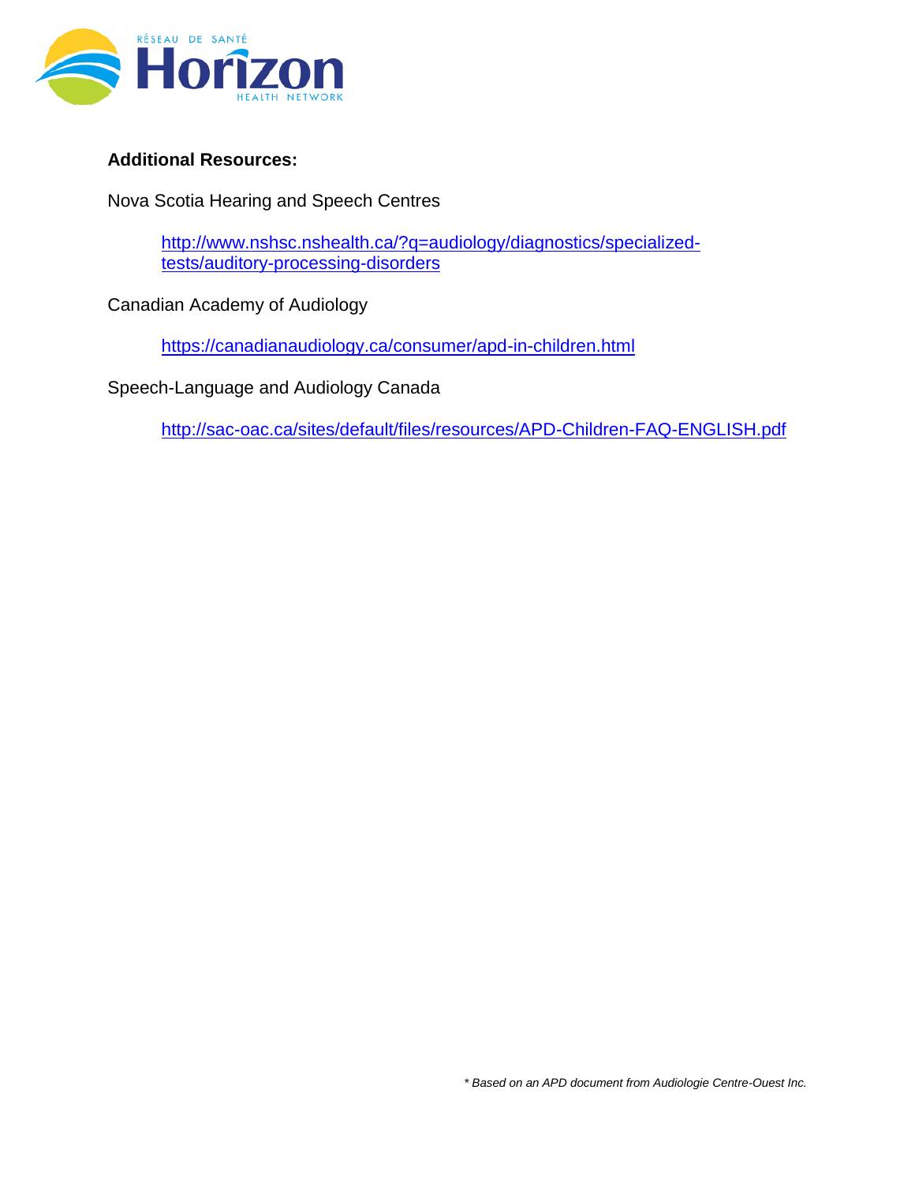**Additional Resources:**

Nova Scotia Hearing and Speech Centres

> http://www.nshsc.nshealth.ca/?q=audiology/diagnostics/specialized-tests/auditory-processing-disorders

Canadian Academy of Audiology

> https://canadianaudiology.ca/consumer/apd-in-children.html

Speech-Language and Audiology Canada

> http://sac-oac.ca/sites/default/files/resources/APD-Children-FAQ-ENGLISH.pdf

*\* Based on an APD document from Audiologie Centre-Ouest Inc.*